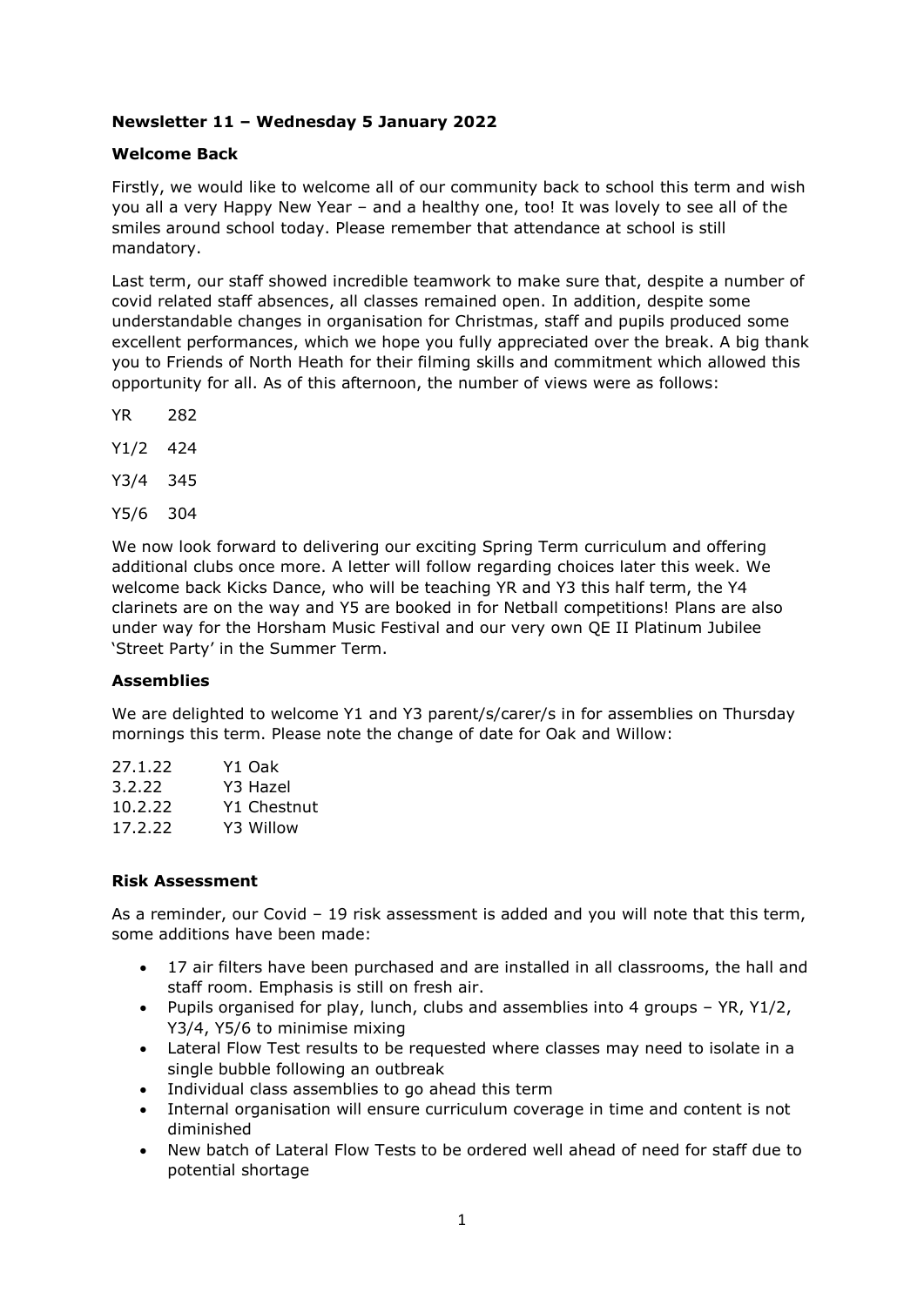**Newsletter 11 – Wednesday 5 January 2022**

**Welcome Back**

Firstly, we would like to welcome all of our community back to school this term and wish you all a very Happy New Year – and a healthy one, too! It was lovely to see all of the smiles around school today. Please remember that attendance at school is still mandatory.

Last term, our staff showed incredible teamwork to make sure that, despite a number of covid related staff absences, all classes remained open. In addition, despite some understandable changes in organisation for Christmas, staff and pupils produced some excellent performances, which we hope you fully appreciated over the break. A big thank you to Friends of North Heath for their filming skills and commitment which allowed this opportunity for all. As of this afternoon, the number of views were as follows:

YR 282

Y1/2 424

Y3/4 345

Y5/6 304

We now look forward to delivering our exciting Spring Term curriculum and offering additional clubs once more. A letter will follow regarding choices later this week. We welcome back Kicks Dance, who will be teaching YR and Y3 this half term, the Y4 clarinets are on the way and Y5 are booked in for Netball competitions! Plans are also under way for the Horsham Music Festival and our very own QE II Platinum Jubilee 'Street Party' in the Summer Term.

**Assemblies**

We are delighted to welcome Y1 and Y3 parent/s/carer/s in for assemblies on Thursday mornings this term. Please note the change of date for Oak and Willow:

27.1.22 Y1 Oak
3.2.22 Y3 Hazel
10.2.22 Y1 Chestnut
17.2.22 Y3 Willow

**Risk Assessment**

As a reminder, our Covid – 19 risk assessment is added and you will note that this term, some additions have been made:

- 17 air filters have been purchased and are installed in all classrooms, the hall and staff room. Emphasis is still on fresh air.
- Pupils organised for play, lunch, clubs and assemblies into 4 groups – YR, Y1/2, Y3/4, Y5/6 to minimise mixing
- Lateral Flow Test results to be requested where classes may need to isolate in a single bubble following an outbreak
- Individual class assemblies to go ahead this term
- Internal organisation will ensure curriculum coverage in time and content is not diminished
- New batch of Lateral Flow Tests to be ordered well ahead of need for staff due to potential shortage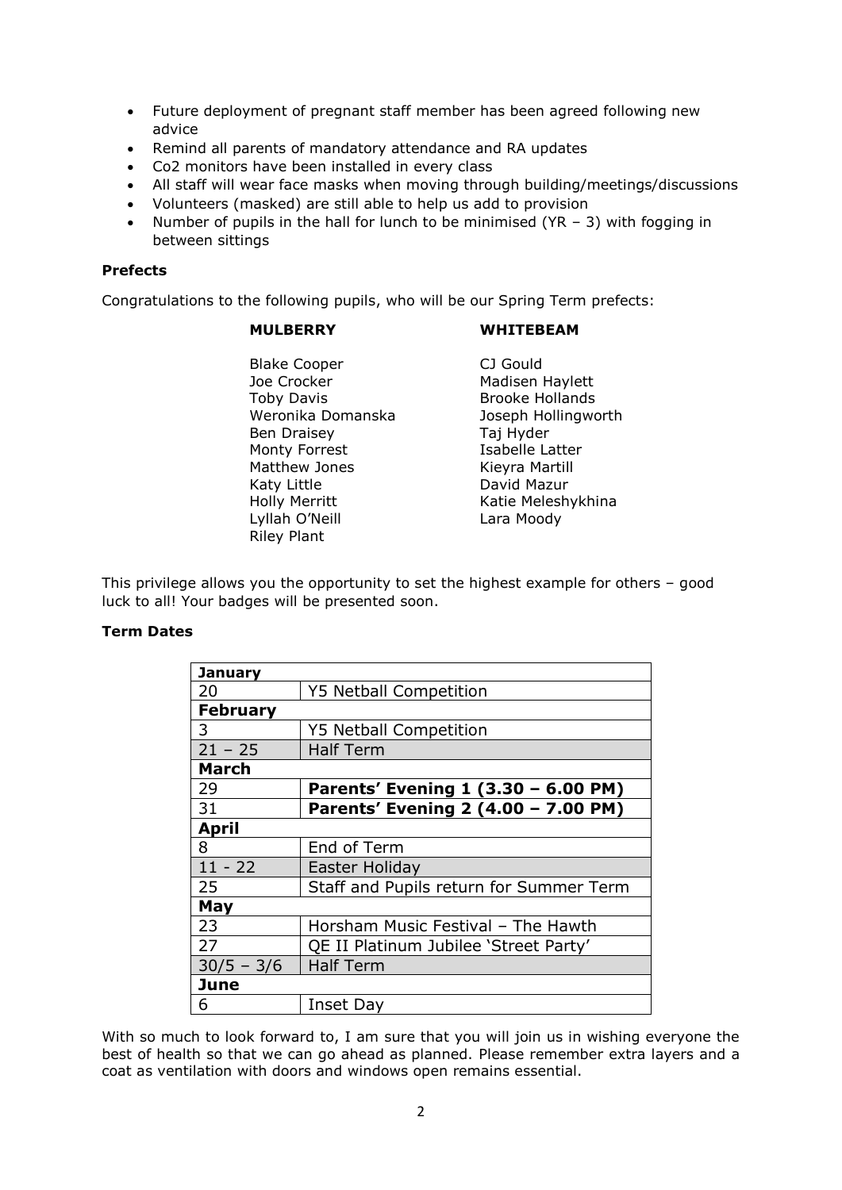- Future deployment of pregnant staff member has been agreed following new advice
- Remind all parents of mandatory attendance and RA updates
- $CO_2$ monitors have been installed in every class
- All staff will wear face masks when moving through building/meetings/discussions
- Volunteers (masked) are still able to help us add to provision
- Number of pupils in the hall for lunch to be minimised (YR – 3) with fogging in between sittings

**Prefects**

Congratulations to the following pupils, who will be our Spring Term prefects:

| **MULBERRY** | **WHITEBEAM** |
|---|---|
| Blake Cooper | CJ Gould |
| Joe Crocker | Madisen Haylett |
| Toby Davis | Brooke Hollands |
| Weronika Domanska | Joseph Hollingworth |
| Ben Draisey | Taj Hyder |
| Monty Forrest | Isabelle Latter |
| Matthew Jones | Kieyra Martill |
| Katy Little | David Mazur |
| Holly Merritt | Katie Meleshykhina |
| Lyllah O'Neill | Lara Moody |
| Riley Plant | |

This privilege allows you the opportunity to set the highest example for others – good luck to all! Your badges will be presented soon.

**Term Dates**

| **January** | |
|---|---|
| 20 | Y5 Netball Competition |
| **February** | |
| 3 | Y5 Netball Competition |
| 21 – 25 | Half Term |
| **March** | |
| 29 | **Parents' Evening 1 (3.30 – 6.00 PM)** |
| 31 | **Parents' Evening 2 (4.00 – 7.00 PM)** |
| **April** | |
| 8 | End of Term |
| 11 - 22 | Easter Holiday |
| 25 | Staff and Pupils return for Summer Term |
| **May** | |
| 23 | Horsham Music Festival – The Hawth |
| 27 | QE II Platinum Jubilee 'Street Party' |
| 30/5 – 3/6 | Half Term |
| **June** | |
| 6 | Inset Day |

With so much to look forward to, I am sure that you will join us in wishing everyone the best of health so that we can go ahead as planned. Please remember extra layers and a coat as ventilation with doors and windows open remains essential.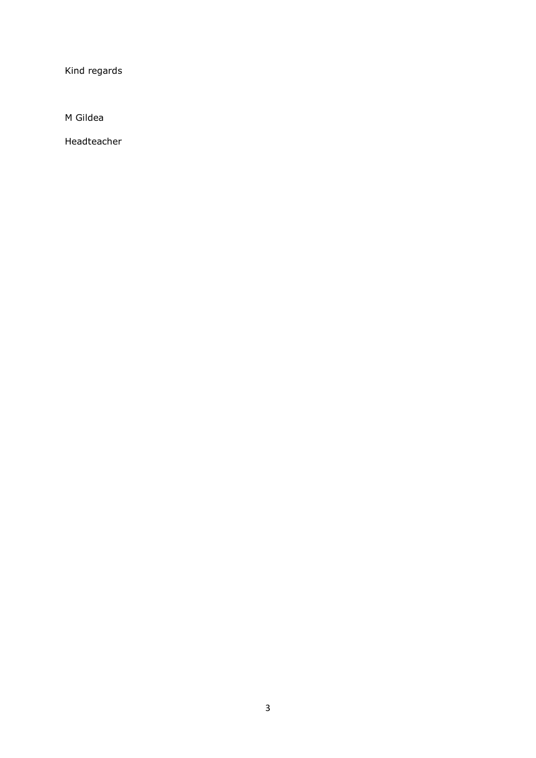Kind regards

M Gildea

Headteacher